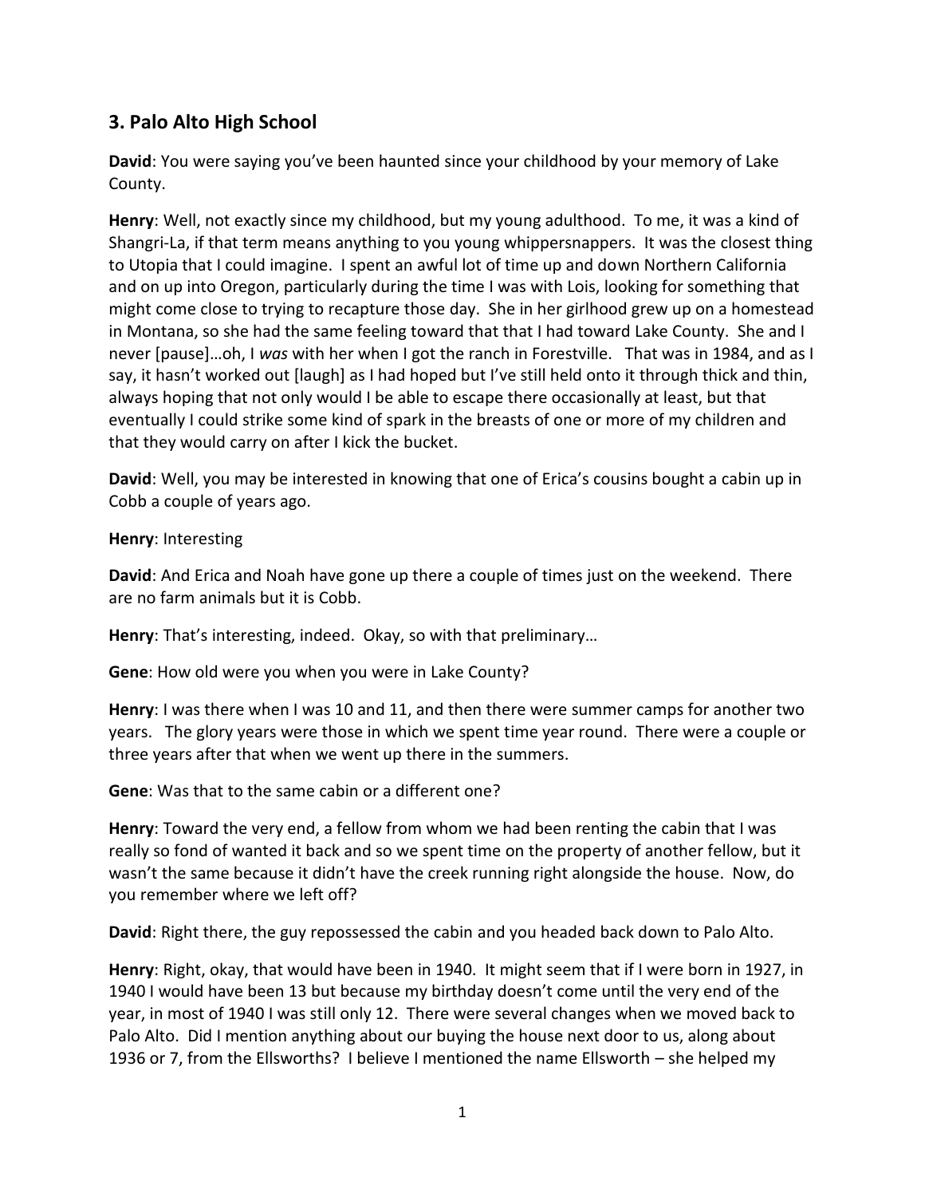## 3. Palo Alto High School

**David**: You were saying you've been haunted since your childhood by your memory of Lake County.

**Henry**: Well, not exactly since my childhood, but my young adulthood. To me, it was a kind of Shangri-La, if that term means anything to you young whippersnappers. It was the closest thing to Utopia that I could imagine. I spent an awful lot of time up and down Northern California and on up into Oregon, particularly during the time I was with Lois, looking for something that might come close to trying to recapture those day. She in her girlhood grew up on a homestead in Montana, so she had the same feeling toward that that I had toward Lake County. She and I never [pause]…oh, I *was* with her when I got the ranch in Forestville. That was in 1984, and as I say, it hasn't worked out [laugh] as I had hoped but I've still held onto it through thick and thin, always hoping that not only would I be able to escape there occasionally at least, but that eventually I could strike some kind of spark in the breasts of one or more of my children and that they would carry on after I kick the bucket.

**David**: Well, you may be interested in knowing that one of Erica's cousins bought a cabin up in Cobb a couple of years ago.

**Henry**: Interesting

**David**: And Erica and Noah have gone up there a couple of times just on the weekend. There are no farm animals but it is Cobb.

**Henry**: That's interesting, indeed. Okay, so with that preliminary…

**Gene**: How old were you when you were in Lake County?

**Henry**: I was there when I was 10 and 11, and then there were summer camps for another two years. The glory years were those in which we spent time year round. There were a couple or three years after that when we went up there in the summers.

**Gene**: Was that to the same cabin or a different one?

**Henry**: Toward the very end, a fellow from whom we had been renting the cabin that I was really so fond of wanted it back and so we spent time on the property of another fellow, but it wasn't the same because it didn't have the creek running right alongside the house. Now, do you remember where we left off?

**David**: Right there, the guy repossessed the cabin and you headed back down to Palo Alto.

**Henry**: Right, okay, that would have been in 1940. It might seem that if I were born in 1927, in 1940 I would have been 13 but because my birthday doesn't come until the very end of the year, in most of 1940 I was still only 12. There were several changes when we moved back to Palo Alto. Did I mention anything about our buying the house next door to us, along about 1936 or 7, from the Ellsworths? I believe I mentioned the name Ellsworth – she helped my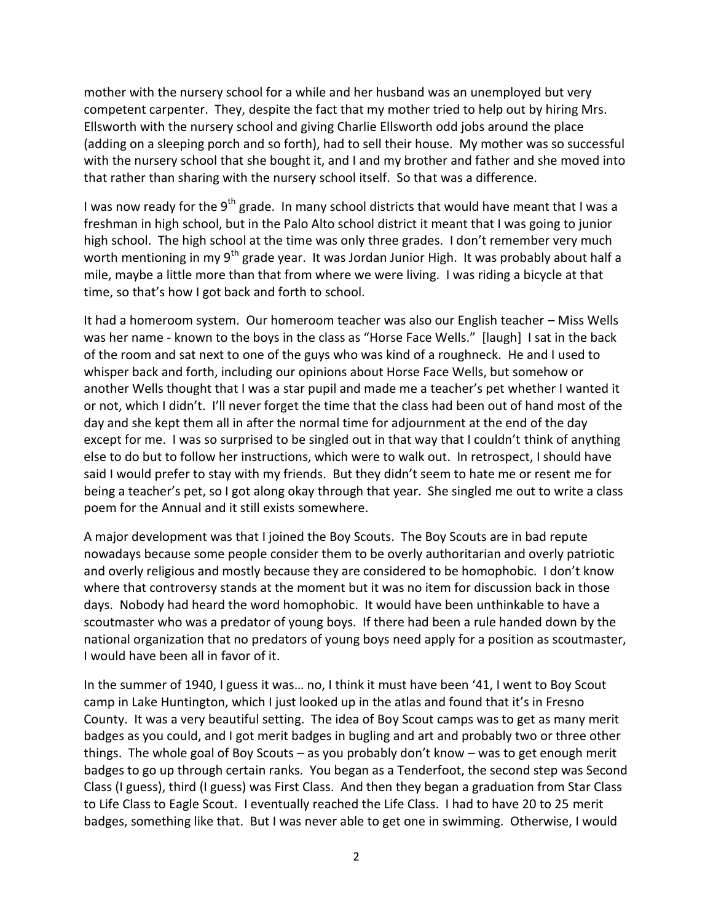mother with the nursery school for a while and her husband was an unemployed but very competent carpenter. They, despite the fact that my mother tried to help out by hiring Mrs. Ellsworth with the nursery school and giving Charlie Ellsworth odd jobs around the place (adding on a sleeping porch and so forth), had to sell their house. My mother was so successful with the nursery school that she bought it, and I and my brother and father and she moved into that rather than sharing with the nursery school itself. So that was a difference.

I was now ready for the 9th grade. In many school districts that would have meant that I was a freshman in high school, but in the Palo Alto school district it meant that I was going to junior high school. The high school at the time was only three grades. I don't remember very much worth mentioning in my 9th grade year. It was Jordan Junior High. It was probably about half a mile, maybe a little more than that from where we were living. I was riding a bicycle at that time, so that's how I got back and forth to school.

It had a homeroom system. Our homeroom teacher was also our English teacher – Miss Wells was her name - known to the boys in the class as "Horse Face Wells." [laugh] I sat in the back of the room and sat next to one of the guys who was kind of a roughneck. He and I used to whisper back and forth, including our opinions about Horse Face Wells, but somehow or another Wells thought that I was a star pupil and made me a teacher's pet whether I wanted it or not, which I didn't. I'll never forget the time that the class had been out of hand most of the day and she kept them all in after the normal time for adjournment at the end of the day except for me. I was so surprised to be singled out in that way that I couldn't think of anything else to do but to follow her instructions, which were to walk out. In retrospect, I should have said I would prefer to stay with my friends. But they didn't seem to hate me or resent me for being a teacher's pet, so I got along okay through that year. She singled me out to write a class poem for the Annual and it still exists somewhere.

A major development was that I joined the Boy Scouts. The Boy Scouts are in bad repute nowadays because some people consider them to be overly authoritarian and overly patriotic and overly religious and mostly because they are considered to be homophobic. I don't know where that controversy stands at the moment but it was no item for discussion back in those days. Nobody had heard the word homophobic. It would have been unthinkable to have a scoutmaster who was a predator of young boys. If there had been a rule handed down by the national organization that no predators of young boys need apply for a position as scoutmaster, I would have been all in favor of it.

In the summer of 1940, I guess it was… no, I think it must have been '41, I went to Boy Scout camp in Lake Huntington, which I just looked up in the atlas and found that it's in Fresno County. It was a very beautiful setting. The idea of Boy Scout camps was to get as many merit badges as you could, and I got merit badges in bugling and art and probably two or three other things. The whole goal of Boy Scouts – as you probably don't know – was to get enough merit badges to go up through certain ranks. You began as a Tenderfoot, the second step was Second Class (I guess), third (I guess) was First Class. And then they began a graduation from Star Class to Life Class to Eagle Scout. I eventually reached the Life Class. I had to have 20 to 25 merit badges, something like that. But I was never able to get one in swimming. Otherwise, I would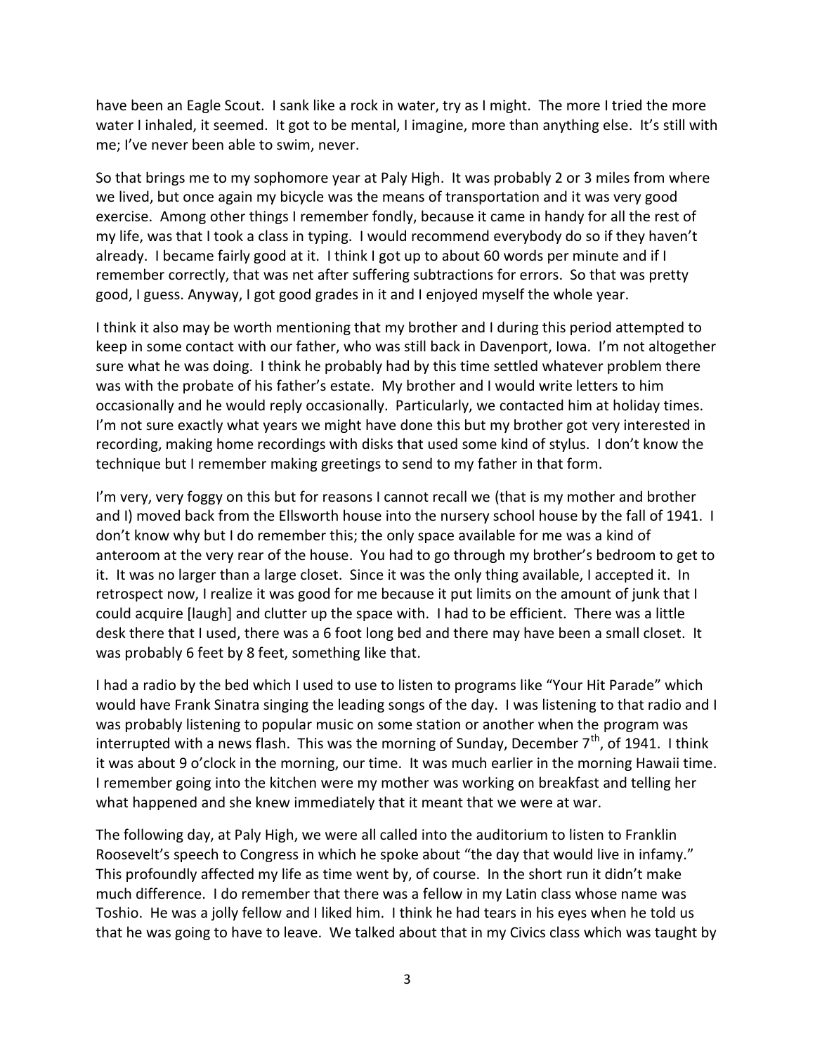have been an Eagle Scout. I sank like a rock in water, try as I might. The more I tried the more water I inhaled, it seemed. It got to be mental, I imagine, more than anything else. It's still with me; I've never been able to swim, never.

So that brings me to my sophomore year at Paly High. It was probably 2 or 3 miles from where we lived, but once again my bicycle was the means of transportation and it was very good exercise. Among other things I remember fondly, because it came in handy for all the rest of my life, was that I took a class in typing. I would recommend everybody do so if they haven't already. I became fairly good at it. I think I got up to about 60 words per minute and if I remember correctly, that was net after suffering subtractions for errors. So that was pretty good, I guess. Anyway, I got good grades in it and I enjoyed myself the whole year.

I think it also may be worth mentioning that my brother and I during this period attempted to keep in some contact with our father, who was still back in Davenport, Iowa. I'm not altogether sure what he was doing. I think he probably had by this time settled whatever problem there was with the probate of his father's estate. My brother and I would write letters to him occasionally and he would reply occasionally. Particularly, we contacted him at holiday times. I'm not sure exactly what years we might have done this but my brother got very interested in recording, making home recordings with disks that used some kind of stylus. I don't know the technique but I remember making greetings to send to my father in that form.

I'm very, very foggy on this but for reasons I cannot recall we (that is my mother and brother and I) moved back from the Ellsworth house into the nursery school house by the fall of 1941. I don't know why but I do remember this; the only space available for me was a kind of anteroom at the very rear of the house. You had to go through my brother's bedroom to get to it. It was no larger than a large closet. Since it was the only thing available, I accepted it. In retrospect now, I realize it was good for me because it put limits on the amount of junk that I could acquire [laugh] and clutter up the space with. I had to be efficient. There was a little desk there that I used, there was a 6 foot long bed and there may have been a small closet. It was probably 6 feet by 8 feet, something like that.

I had a radio by the bed which I used to use to listen to programs like "Your Hit Parade" which would have Frank Sinatra singing the leading songs of the day. I was listening to that radio and I was probably listening to popular music on some station or another when the program was interrupted with a news flash. This was the morning of Sunday, December 7th, of 1941. I think it was about 9 o'clock in the morning, our time. It was much earlier in the morning Hawaii time. I remember going into the kitchen were my mother was working on breakfast and telling her what happened and she knew immediately that it meant that we were at war.

The following day, at Paly High, we were all called into the auditorium to listen to Franklin Roosevelt's speech to Congress in which he spoke about "the day that would live in infamy." This profoundly affected my life as time went by, of course. In the short run it didn't make much difference. I do remember that there was a fellow in my Latin class whose name was Toshio. He was a jolly fellow and I liked him. I think he had tears in his eyes when he told us that he was going to have to leave. We talked about that in my Civics class which was taught by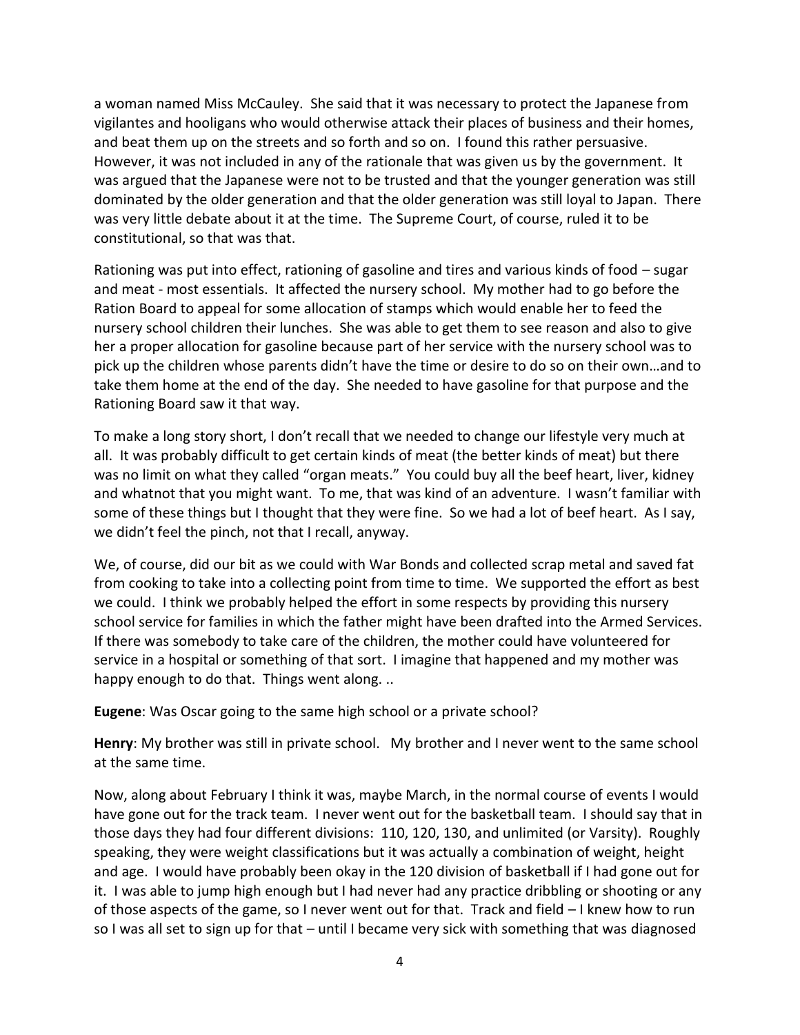a woman named Miss McCauley. She said that it was necessary to protect the Japanese from vigilantes and hooligans who would otherwise attack their places of business and their homes, and beat them up on the streets and so forth and so on. I found this rather persuasive. However, it was not included in any of the rationale that was given us by the government. It was argued that the Japanese were not to be trusted and that the younger generation was still dominated by the older generation and that the older generation was still loyal to Japan. There was very little debate about it at the time. The Supreme Court, of course, ruled it to be constitutional, so that was that.

Rationing was put into effect, rationing of gasoline and tires and various kinds of food – sugar and meat - most essentials. It affected the nursery school. My mother had to go before the Ration Board to appeal for some allocation of stamps which would enable her to feed the nursery school children their lunches. She was able to get them to see reason and also to give her a proper allocation for gasoline because part of her service with the nursery school was to pick up the children whose parents didn't have the time or desire to do so on their own…and to take them home at the end of the day. She needed to have gasoline for that purpose and the Rationing Board saw it that way.

To make a long story short, I don't recall that we needed to change our lifestyle very much at all. It was probably difficult to get certain kinds of meat (the better kinds of meat) but there was no limit on what they called "organ meats." You could buy all the beef heart, liver, kidney and whatnot that you might want. To me, that was kind of an adventure. I wasn't familiar with some of these things but I thought that they were fine. So we had a lot of beef heart. As I say, we didn't feel the pinch, not that I recall, anyway.

We, of course, did our bit as we could with War Bonds and collected scrap metal and saved fat from cooking to take into a collecting point from time to time. We supported the effort as best we could. I think we probably helped the effort in some respects by providing this nursery school service for families in which the father might have been drafted into the Armed Services. If there was somebody to take care of the children, the mother could have volunteered for service in a hospital or something of that sort. I imagine that happened and my mother was happy enough to do that. Things went along. ..

**Eugene**: Was Oscar going to the same high school or a private school?

**Henry**: My brother was still in private school. My brother and I never went to the same school at the same time.

Now, along about February I think it was, maybe March, in the normal course of events I would have gone out for the track team. I never went out for the basketball team. I should say that in those days they had four different divisions: 110, 120, 130, and unlimited (or Varsity). Roughly speaking, they were weight classifications but it was actually a combination of weight, height and age. I would have probably been okay in the 120 division of basketball if I had gone out for it. I was able to jump high enough but I had never had any practice dribbling or shooting or any of those aspects of the game, so I never went out for that. Track and field – I knew how to run so I was all set to sign up for that – until I became very sick with something that was diagnosed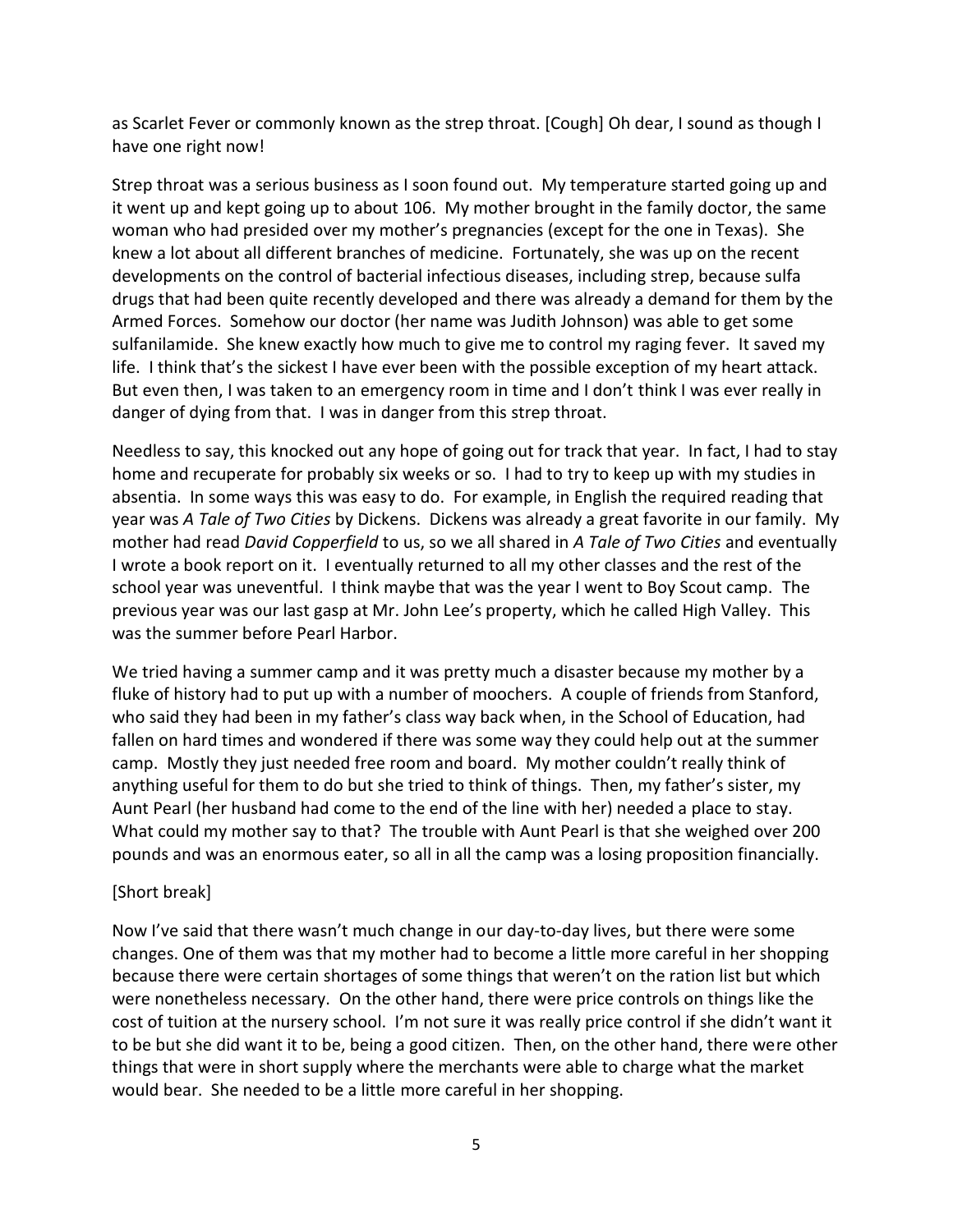as Scarlet Fever or commonly known as the strep throat. [Cough] Oh dear, I sound as though I have one right now!

Strep throat was a serious business as I soon found out. My temperature started going up and it went up and kept going up to about 106. My mother brought in the family doctor, the same woman who had presided over my mother's pregnancies (except for the one in Texas). She knew a lot about all different branches of medicine. Fortunately, she was up on the recent developments on the control of bacterial infectious diseases, including strep, because sulfa drugs that had been quite recently developed and there was already a demand for them by the Armed Forces. Somehow our doctor (her name was Judith Johnson) was able to get some sulfanilamide. She knew exactly how much to give me to control my raging fever. It saved my life. I think that's the sickest I have ever been with the possible exception of my heart attack. But even then, I was taken to an emergency room in time and I don't think I was ever really in danger of dying from that. I was in danger from this strep throat.

Needless to say, this knocked out any hope of going out for track that year. In fact, I had to stay home and recuperate for probably six weeks or so. I had to try to keep up with my studies in absentia. In some ways this was easy to do. For example, in English the required reading that year was *A Tale of Two Cities* by Dickens. Dickens was already a great favorite in our family. My mother had read *David Copperfield* to us, so we all shared in *A Tale of Two Cities* and eventually I wrote a book report on it. I eventually returned to all my other classes and the rest of the school year was uneventful. I think maybe that was the year I went to Boy Scout camp. The previous year was our last gasp at Mr. John Lee's property, which he called High Valley. This was the summer before Pearl Harbor.

We tried having a summer camp and it was pretty much a disaster because my mother by a fluke of history had to put up with a number of moochers. A couple of friends from Stanford, who said they had been in my father's class way back when, in the School of Education, had fallen on hard times and wondered if there was some way they could help out at the summer camp. Mostly they just needed free room and board. My mother couldn't really think of anything useful for them to do but she tried to think of things. Then, my father's sister, my Aunt Pearl (her husband had come to the end of the line with her) needed a place to stay. What could my mother say to that? The trouble with Aunt Pearl is that she weighed over 200 pounds and was an enormous eater, so all in all the camp was a losing proposition financially.

[Short break]

Now I've said that there wasn't much change in our day-to-day lives, but there were some changes. One of them was that my mother had to become a little more careful in her shopping because there were certain shortages of some things that weren't on the ration list but which were nonetheless necessary. On the other hand, there were price controls on things like the cost of tuition at the nursery school. I'm not sure it was really price control if she didn't want it to be but she did want it to be, being a good citizen. Then, on the other hand, there were other things that were in short supply where the merchants were able to charge what the market would bear. She needed to be a little more careful in her shopping.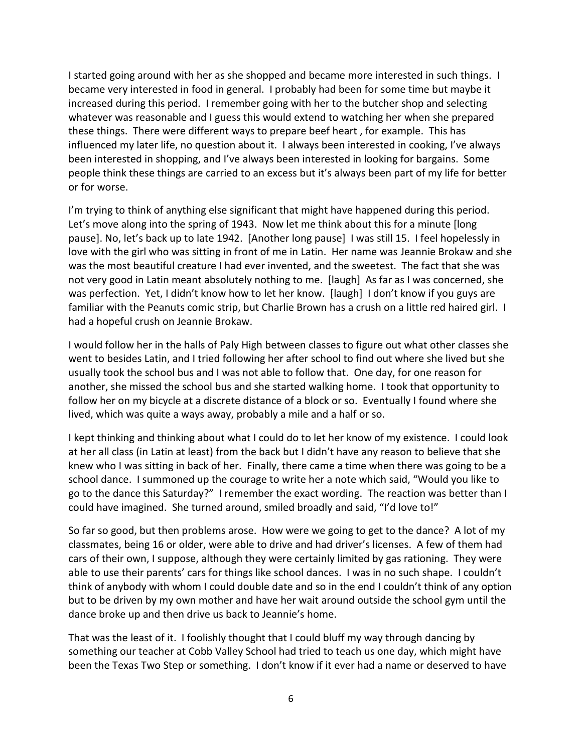I started going around with her as she shopped and became more interested in such things. I became very interested in food in general. I probably had been for some time but maybe it increased during this period. I remember going with her to the butcher shop and selecting whatever was reasonable and I guess this would extend to watching her when she prepared these things. There were different ways to prepare beef heart , for example. This has influenced my later life, no question about it. I always been interested in cooking, I've always been interested in shopping, and I've always been interested in looking for bargains. Some people think these things are carried to an excess but it's always been part of my life for better or for worse.

I'm trying to think of anything else significant that might have happened during this period. Let's move along into the spring of 1943. Now let me think about this for a minute [long pause]. No, let's back up to late 1942. [Another long pause] I was still 15. I feel hopelessly in love with the girl who was sitting in front of me in Latin. Her name was Jeannie Brokaw and she was the most beautiful creature I had ever invented, and the sweetest. The fact that she was not very good in Latin meant absolutely nothing to me. [laugh] As far as I was concerned, she was perfection. Yet, I didn't know how to let her know. [laugh] I don't know if you guys are familiar with the Peanuts comic strip, but Charlie Brown has a crush on a little red haired girl. I had a hopeful crush on Jeannie Brokaw.

I would follow her in the halls of Paly High between classes to figure out what other classes she went to besides Latin, and I tried following her after school to find out where she lived but she usually took the school bus and I was not able to follow that. One day, for one reason for another, she missed the school bus and she started walking home. I took that opportunity to follow her on my bicycle at a discrete distance of a block or so. Eventually I found where she lived, which was quite a ways away, probably a mile and a half or so.

I kept thinking and thinking about what I could do to let her know of my existence. I could look at her all class (in Latin at least) from the back but I didn't have any reason to believe that she knew who I was sitting in back of her. Finally, there came a time when there was going to be a school dance. I summoned up the courage to write her a note which said, "Would you like to go to the dance this Saturday?" I remember the exact wording. The reaction was better than I could have imagined. She turned around, smiled broadly and said, "I'd love to!"

So far so good, but then problems arose. How were we going to get to the dance? A lot of my classmates, being 16 or older, were able to drive and had driver's licenses. A few of them had cars of their own, I suppose, although they were certainly limited by gas rationing. They were able to use their parents' cars for things like school dances. I was in no such shape. I couldn't think of anybody with whom I could double date and so in the end I couldn't think of any option but to be driven by my own mother and have her wait around outside the school gym until the dance broke up and then drive us back to Jeannie's home.

That was the least of it. I foolishly thought that I could bluff my way through dancing by something our teacher at Cobb Valley School had tried to teach us one day, which might have been the Texas Two Step or something. I don't know if it ever had a name or deserved to have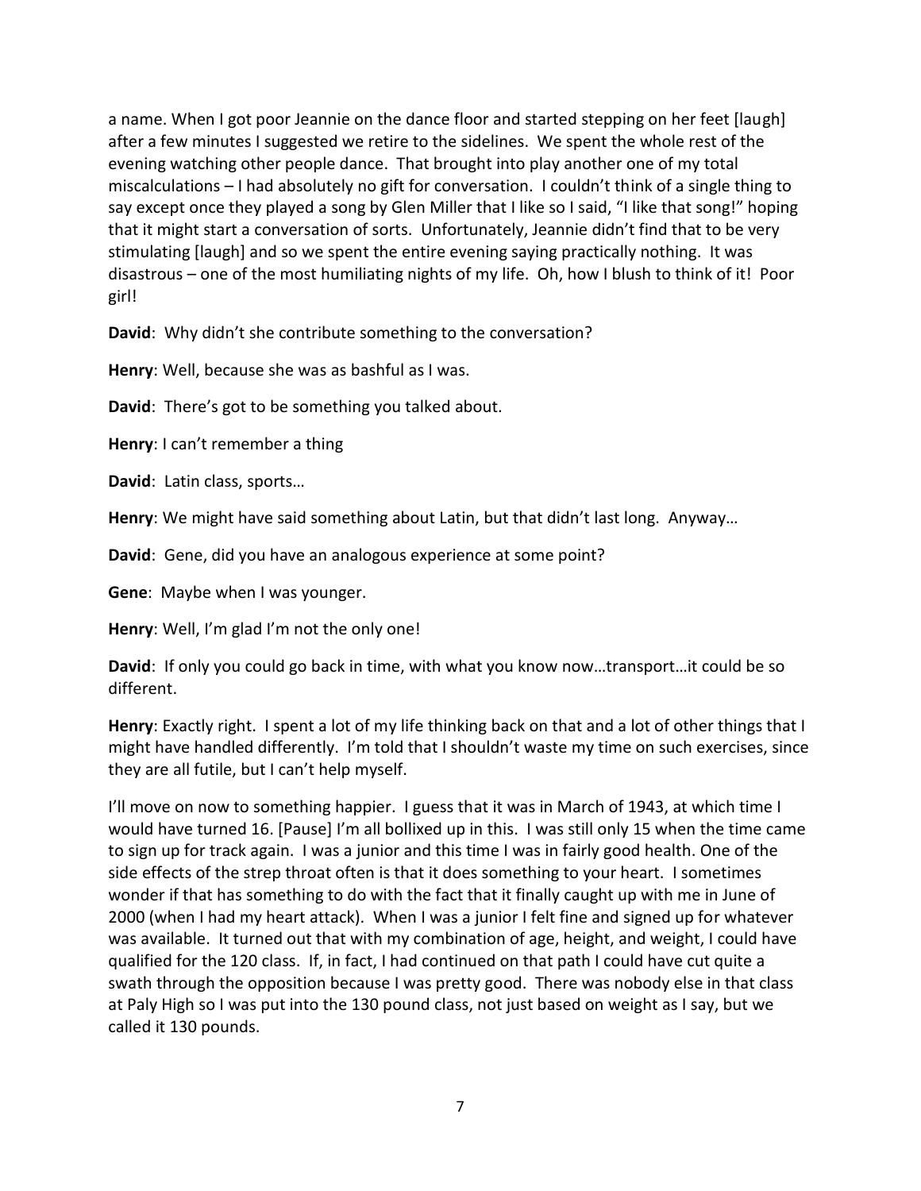a name. When I got poor Jeannie on the dance floor and started stepping on her feet [laugh] after a few minutes I suggested we retire to the sidelines. We spent the whole rest of the evening watching other people dance. That brought into play another one of my total miscalculations – I had absolutely no gift for conversation. I couldn't think of a single thing to say except once they played a song by Glen Miller that I like so I said, "I like that song!" hoping that it might start a conversation of sorts. Unfortunately, Jeannie didn't find that to be very stimulating [laugh] and so we spent the entire evening saying practically nothing. It was disastrous – one of the most humiliating nights of my life. Oh, how I blush to think of it! Poor girl!

**David**: Why didn't she contribute something to the conversation?

**Henry**: Well, because she was as bashful as I was.

**David**: There's got to be something you talked about.

**Henry**: I can't remember a thing

**David**: Latin class, sports…

**Henry**: We might have said something about Latin, but that didn't last long. Anyway…

**David**: Gene, did you have an analogous experience at some point?

**Gene**: Maybe when I was younger.

**Henry**: Well, I'm glad I'm not the only one!

**David**: If only you could go back in time, with what you know now…transport…it could be so different.

**Henry**: Exactly right. I spent a lot of my life thinking back on that and a lot of other things that I might have handled differently. I'm told that I shouldn't waste my time on such exercises, since they are all futile, but I can't help myself.

I'll move on now to something happier. I guess that it was in March of 1943, at which time I would have turned 16. [Pause] I'm all bollixed up in this. I was still only 15 when the time came to sign up for track again. I was a junior and this time I was in fairly good health. One of the side effects of the strep throat often is that it does something to your heart. I sometimes wonder if that has something to do with the fact that it finally caught up with me in June of 2000 (when I had my heart attack). When I was a junior I felt fine and signed up for whatever was available. It turned out that with my combination of age, height, and weight, I could have qualified for the 120 class. If, in fact, I had continued on that path I could have cut quite a swath through the opposition because I was pretty good. There was nobody else in that class at Paly High so I was put into the 130 pound class, not just based on weight as I say, but we called it 130 pounds.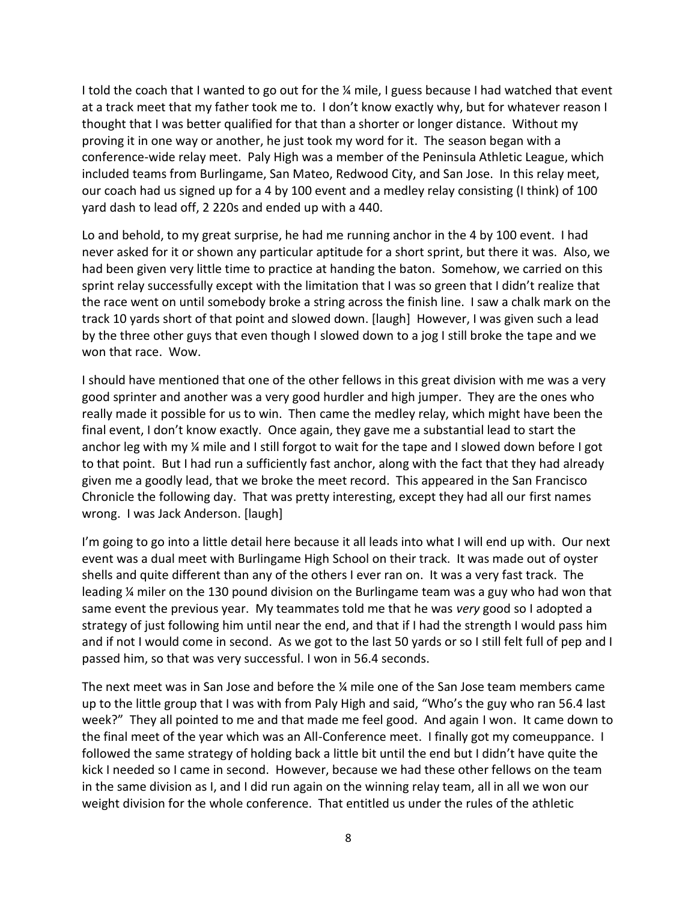I told the coach that I wanted to go out for the ¼ mile, I guess because I had watched that event at a track meet that my father took me to. I don't know exactly why, but for whatever reason I thought that I was better qualified for that than a shorter or longer distance. Without my proving it in one way or another, he just took my word for it. The season began with a conference-wide relay meet. Paly High was a member of the Peninsula Athletic League, which included teams from Burlingame, San Mateo, Redwood City, and San Jose. In this relay meet, our coach had us signed up for a 4 by 100 event and a medley relay consisting (I think) of 100 yard dash to lead off, 2 220s and ended up with a 440.

Lo and behold, to my great surprise, he had me running anchor in the 4 by 100 event. I had never asked for it or shown any particular aptitude for a short sprint, but there it was. Also, we had been given very little time to practice at handing the baton. Somehow, we carried on this sprint relay successfully except with the limitation that I was so green that I didn't realize that the race went on until somebody broke a string across the finish line. I saw a chalk mark on the track 10 yards short of that point and slowed down. [laugh] However, I was given such a lead by the three other guys that even though I slowed down to a jog I still broke the tape and we won that race. Wow.

I should have mentioned that one of the other fellows in this great division with me was a very good sprinter and another was a very good hurdler and high jumper. They are the ones who really made it possible for us to win. Then came the medley relay, which might have been the final event, I don't know exactly. Once again, they gave me a substantial lead to start the anchor leg with my ¼ mile and I still forgot to wait for the tape and I slowed down before I got to that point. But I had run a sufficiently fast anchor, along with the fact that they had already given me a goodly lead, that we broke the meet record. This appeared in the San Francisco Chronicle the following day. That was pretty interesting, except they had all our first names wrong. I was Jack Anderson. [laugh]

I'm going to go into a little detail here because it all leads into what I will end up with. Our next event was a dual meet with Burlingame High School on their track. It was made out of oyster shells and quite different than any of the others I ever ran on. It was a very fast track. The leading ¼ miler on the 130 pound division on the Burlingame team was a guy who had won that same event the previous year. My teammates told me that he was *very* good so I adopted a strategy of just following him until near the end, and that if I had the strength I would pass him and if not I would come in second. As we got to the last 50 yards or so I still felt full of pep and I passed him, so that was very successful. I won in 56.4 seconds.

The next meet was in San Jose and before the ¼ mile one of the San Jose team members came up to the little group that I was with from Paly High and said, "Who's the guy who ran 56.4 last week?" They all pointed to me and that made me feel good. And again I won. It came down to the final meet of the year which was an All-Conference meet. I finally got my comeuppance. I followed the same strategy of holding back a little bit until the end but I didn't have quite the kick I needed so I came in second. However, because we had these other fellows on the team in the same division as I, and I did run again on the winning relay team, all in all we won our weight division for the whole conference. That entitled us under the rules of the athletic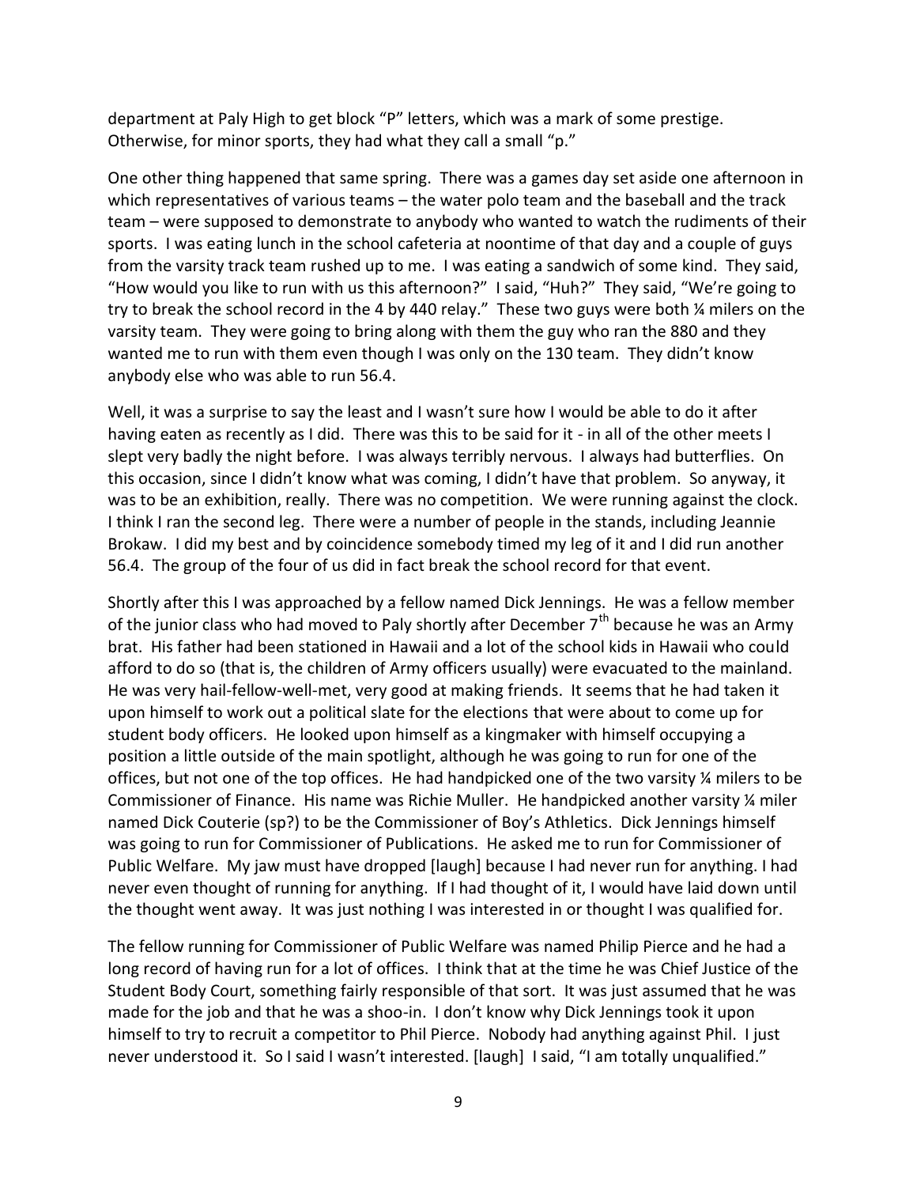department at Paly High to get block "P" letters, which was a mark of some prestige. Otherwise, for minor sports, they had what they call a small "p."

One other thing happened that same spring. There was a games day set aside one afternoon in which representatives of various teams – the water polo team and the baseball and the track team – were supposed to demonstrate to anybody who wanted to watch the rudiments of their sports. I was eating lunch in the school cafeteria at noontime of that day and a couple of guys from the varsity track team rushed up to me. I was eating a sandwich of some kind. They said, "How would you like to run with us this afternoon?" I said, "Huh?" They said, "We're going to try to break the school record in the 4 by 440 relay." These two guys were both ¼ milers on the varsity team. They were going to bring along with them the guy who ran the 880 and they wanted me to run with them even though I was only on the 130 team. They didn't know anybody else who was able to run 56.4.

Well, it was a surprise to say the least and I wasn't sure how I would be able to do it after having eaten as recently as I did. There was this to be said for it - in all of the other meets I slept very badly the night before. I was always terribly nervous. I always had butterflies. On this occasion, since I didn't know what was coming, I didn't have that problem. So anyway, it was to be an exhibition, really. There was no competition. We were running against the clock. I think I ran the second leg. There were a number of people in the stands, including Jeannie Brokaw. I did my best and by coincidence somebody timed my leg of it and I did run another 56.4. The group of the four of us did in fact break the school record for that event.

Shortly after this I was approached by a fellow named Dick Jennings. He was a fellow member of the junior class who had moved to Paly shortly after December 7th because he was an Army brat. His father had been stationed in Hawaii and a lot of the school kids in Hawaii who could afford to do so (that is, the children of Army officers usually) were evacuated to the mainland. He was very hail-fellow-well-met, very good at making friends. It seems that he had taken it upon himself to work out a political slate for the elections that were about to come up for student body officers. He looked upon himself as a kingmaker with himself occupying a position a little outside of the main spotlight, although he was going to run for one of the offices, but not one of the top offices. He had handpicked one of the two varsity ¼ milers to be Commissioner of Finance. His name was Richie Muller. He handpicked another varsity ¼ miler named Dick Couterie (sp?) to be the Commissioner of Boy's Athletics. Dick Jennings himself was going to run for Commissioner of Publications. He asked me to run for Commissioner of Public Welfare. My jaw must have dropped [laugh] because I had never run for anything. I had never even thought of running for anything. If I had thought of it, I would have laid down until the thought went away. It was just nothing I was interested in or thought I was qualified for.

The fellow running for Commissioner of Public Welfare was named Philip Pierce and he had a long record of having run for a lot of offices. I think that at the time he was Chief Justice of the Student Body Court, something fairly responsible of that sort. It was just assumed that he was made for the job and that he was a shoo-in. I don't know why Dick Jennings took it upon himself to try to recruit a competitor to Phil Pierce. Nobody had anything against Phil. I just never understood it. So I said I wasn't interested. [laugh] I said, "I am totally unqualified."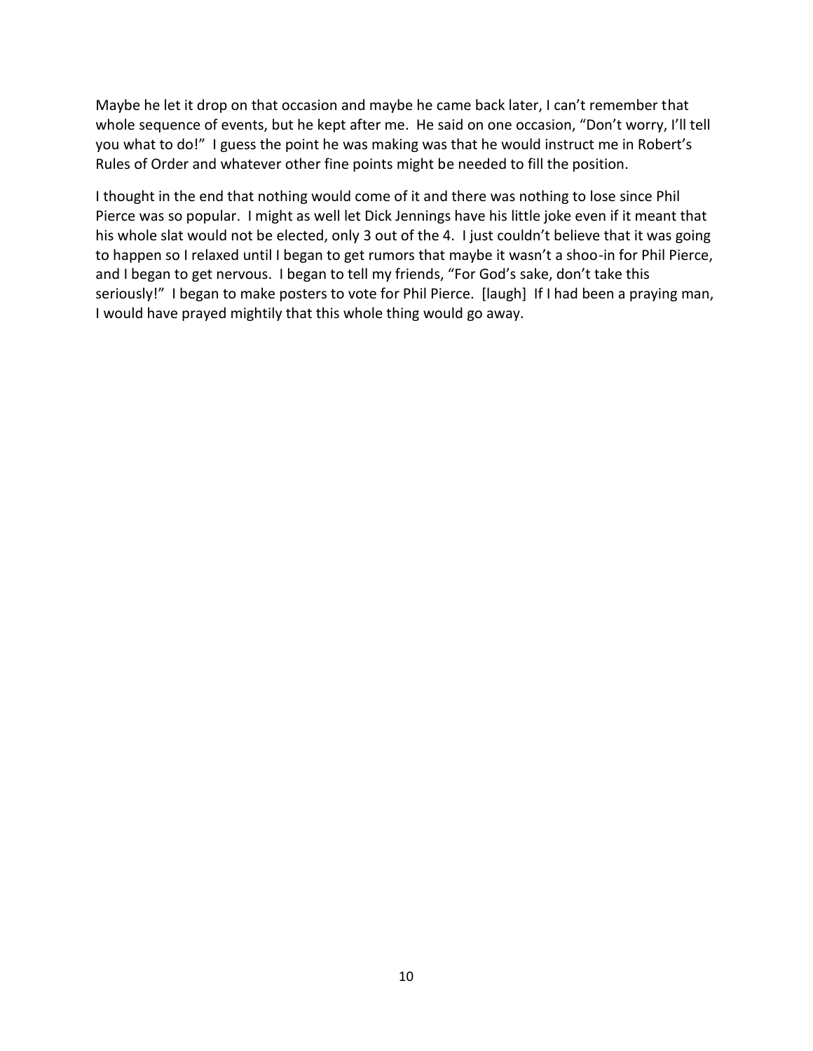Maybe he let it drop on that occasion and maybe he came back later, I can't remember that whole sequence of events, but he kept after me. He said on one occasion, "Don't worry, I'll tell you what to do!" I guess the point he was making was that he would instruct me in Robert's Rules of Order and whatever other fine points might be needed to fill the position.

I thought in the end that nothing would come of it and there was nothing to lose since Phil Pierce was so popular. I might as well let Dick Jennings have his little joke even if it meant that his whole slat would not be elected, only 3 out of the 4. I just couldn't believe that it was going to happen so I relaxed until I began to get rumors that maybe it wasn't a shoo-in for Phil Pierce, and I began to get nervous. I began to tell my friends, "For God's sake, don't take this seriously!" I began to make posters to vote for Phil Pierce. [laugh] If I had been a praying man, I would have prayed mightily that this whole thing would go away.